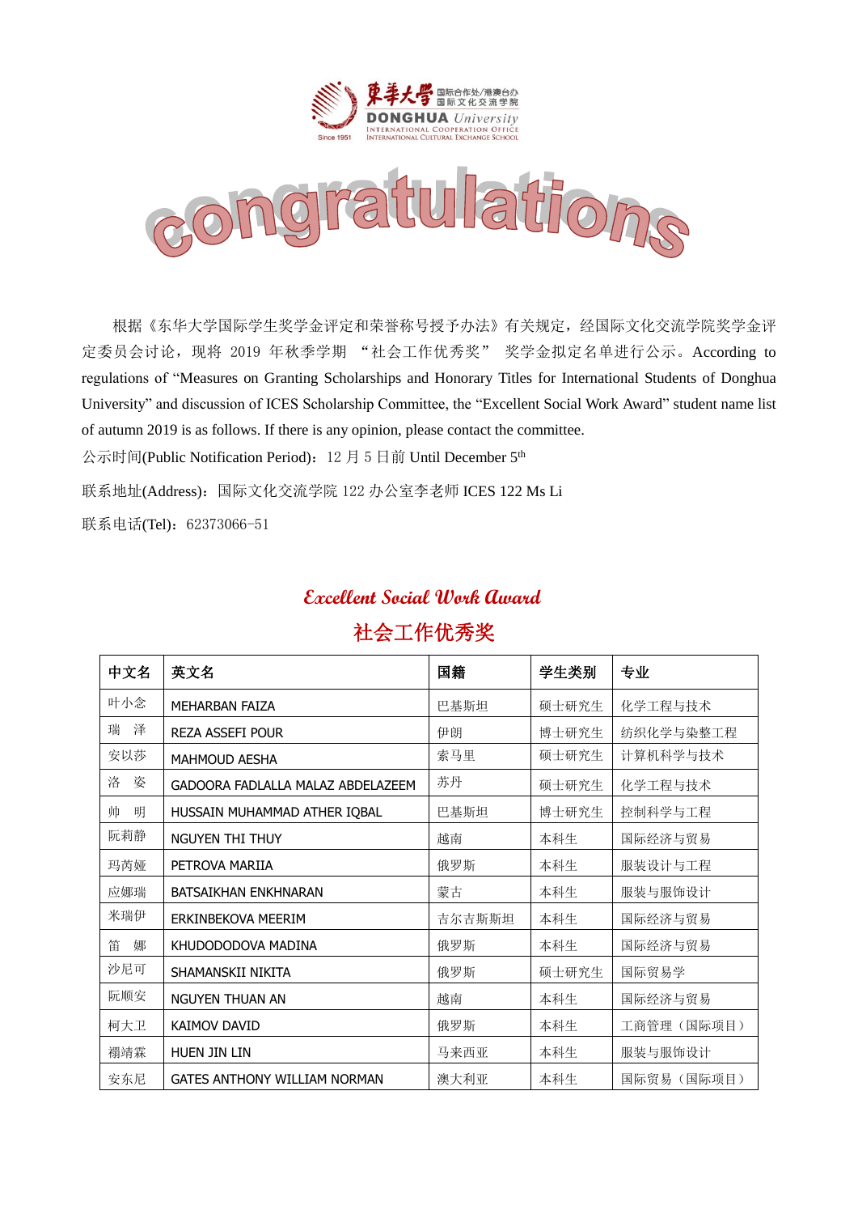東華大學 国际合作处/港澳台办 国际文化交流学院

DONGHUA University

INTERNATIONAL COOPERATION OFFICE
INTERNATIONAL CULTURAL EXCHANGE SCHOOL

Since 1951

# congratulations

根据《东华大学国际学生奖学金评定和荣誉称号授予办法》有关规定，经国际文化交流学院奖学金评定委员会讨论，现将 2019 年秋季学期 “社会工作优秀奖” 奖学金拟定名单进行公示。According to regulations of “Measures on Granting Scholarships and Honorary Titles for International Students of Donghua University” and discussion of ICES Scholarship Committee, the “Excellent Social Work Award” student name list of autumn 2019 is as follows. If there is any opinion, please contact the committee.

公示时间(Public Notification Period)：12 月 5 日前 Until December 5th

联系地址(Address)：国际文化交流学院 122 办公室李老师 ICES 122 Ms Li

联系电话(Tel)：62373066-51

## *Excellent Social Work Award*

## 社会工作优秀奖

| 中文名 | 英文名 | 国籍 | 学生类别 | 专业 |
|---|---|---|---|---|
| 叶小念 | MEHARBAN FAIZA | 巴基斯坦 | 硕士研究生 | 化学工程与技术 |
| 瑞　泽 | REZA ASSEFI POUR | 伊朗 | 博士研究生 | 纺织化学与染整工程 |
| 安以莎 | MAHMOUD AESHA | 索马里 | 硕士研究生 | 计算机科学与技术 |
| 洛　姿 | GADOORA FADLALLA MALAZ ABDELAZEEM | 苏丹 | 硕士研究生 | 化学工程与技术 |
| 帅　明 | HUSSAIN MUHAMMAD ATHER IQBAL | 巴基斯坦 | 博士研究生 | 控制科学与工程 |
| 阮莉静 | NGUYEN THI THUY | 越南 | 本科生 | 国际经济与贸易 |
| 玛芮娅 | PETROVA MARIIA | 俄罗斯 | 本科生 | 服装设计与工程 |
| 应娜瑞 | BATSAIKHAN ENKHNARAN | 蒙古 | 本科生 | 服装与服饰设计 |
| 米瑞伊 | ERKINBEKOVA MEERIM | 吉尔吉斯斯坦 | 本科生 | 国际经济与贸易 |
| 笛　娜 | KHUDODODOVA MADINA | 俄罗斯 | 本科生 | 国际经济与贸易 |
| 沙尼可 | SHAMANSKII NIKITA | 俄罗斯 | 硕士研究生 | 国际贸易学 |
| 阮顺安 | NGUYEN THUAN AN | 越南 | 本科生 | 国际经济与贸易 |
| 柯大卫 | KAIMOV DAVID | 俄罗斯 | 本科生 | 工商管理（国际项目） |
| 禤靖霖 | HUEN JIN LIN | 马来西亚 | 本科生 | 服装与服饰设计 |
| 安东尼 | GATES ANTHONY WILLIAM NORMAN | 澳大利亚 | 本科生 | 国际贸易（国际项目） |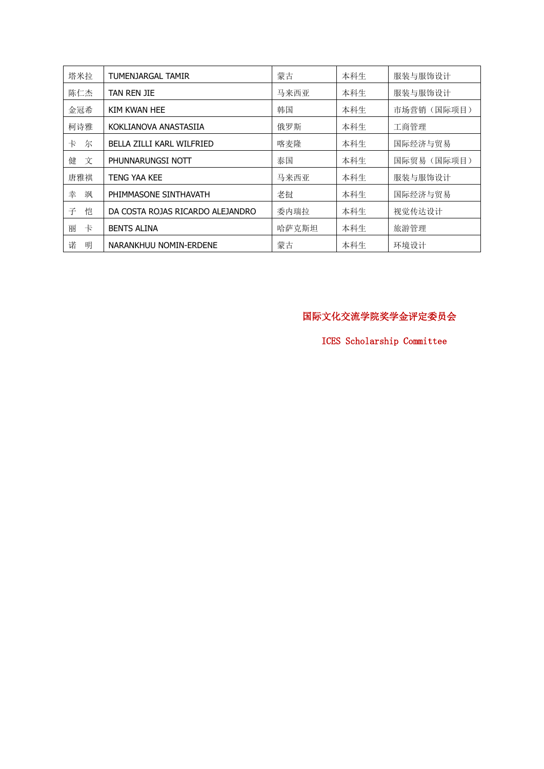| | | | | |
|---|---|---|---|---|
| 塔米拉 | TUMENJARGAL TAMIR | 蒙古 | 本科生 | 服装与服饰设计 |
| 陈仁杰 | TAN REN JIE | 马来西亚 | 本科生 | 服装与服饰设计 |
| 金冠希 | KIM KWAN HEE | 韩国 | 本科生 | 市场营销（国际项目） |
| 柯诗雅 | KOKLIANOVA ANASTASIIA | 俄罗斯 | 本科生 | 工商管理 |
| 卡　尔 | BELLA ZILLI KARL WILFRIED | 喀麦隆 | 本科生 | 国际经济与贸易 |
| 健　文 | PHUNNARUNGSI NOTT | 泰国 | 本科生 | 国际贸易（国际项目） |
| 唐雅祺 | TENG YAA KEE | 马来西亚 | 本科生 | 服装与服饰设计 |
| 幸　飒 | PHIMMASONE SINTHAVATH | 老挝 | 本科生 | 国际经济与贸易 |
| 子　恺 | DA COSTA ROJAS RICARDO ALEJANDRO | 委内瑞拉 | 本科生 | 视觉传达设计 |
| 丽　卡 | BENTS ALINA | 哈萨克斯坦 | 本科生 | 旅游管理 |
| 诺　明 | NARANKHUU NOMIN-ERDENE | 蒙古 | 本科生 | 环境设计 |

国际文化交流学院奖学金评定委员会

ICES Scholarship Committee